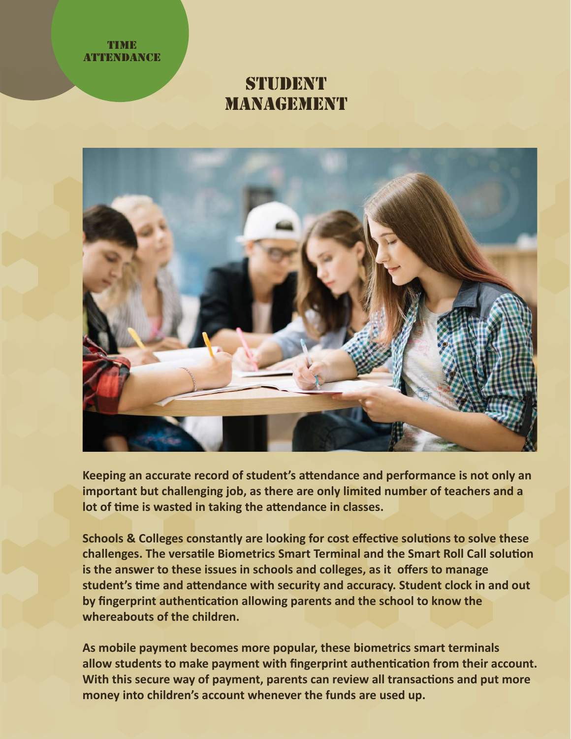TIME ATTENDANCE

# STUDENT MANAGEMENT

**Keeping an accurate record of student's attendance and performance is not only an important but challenging job, as there are only limited number of teachers and a lot of time is wasted in taking the attendance in classes.**

**Schools & Colleges constantly are looking for cost effective solutions to solve these challenges. The versatile Biometrics Smart Terminal and the Smart Roll Call solution is the answer to these issues in schools and colleges, as it offers to manage student's time and attendance with security and accuracy. Student clock in and out by fingerprint authentication allowing parents and the school to know the whereabouts of the children.**

**As mobile payment becomes more popular, these biometrics smart terminals allow students to make payment with fingerprint authentication from their account. With this secure way of payment, parents can review all transactions and put more money into children's account whenever the funds are used up.**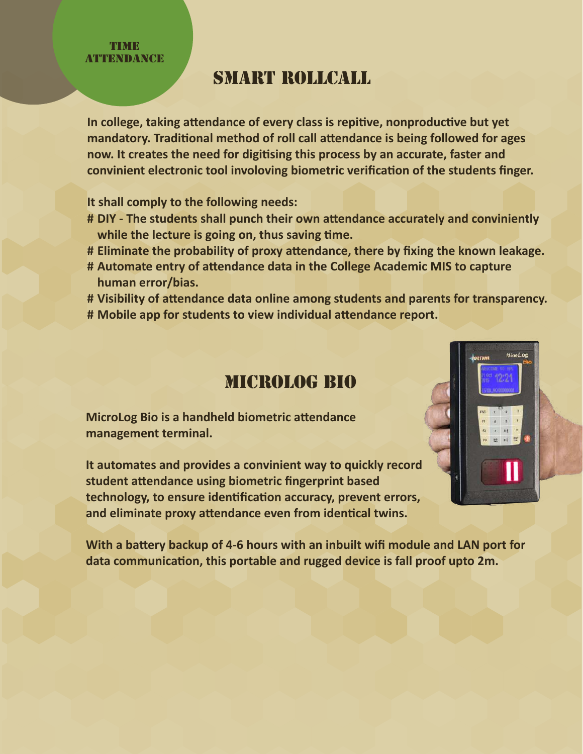TIME ATTENDANCE

# SMART ROLLCALL

**In college, taking attendance of every class is repitive, nonproductive but yet mandatory. Traditional method of roll call attendance is being followed for ages now. It creates the need for digitising this process by an accurate, faster and convinient electronic tool involoving biometric verification of the students finger.**

**It shall comply to the following needs:**

**# DIY - The students shall punch their own attendance accurately and conviniently while the lecture is going on, thus saving time.**
**# Eliminate the probability of proxy attendance, there by fixing the known leakage.**
**# Automate entry of attendance data in the College Academic MIS to capture human error/bias.**
**# Visibility of attendance data online among students and parents for transparency.**
**# Mobile app for students to view individual attendance report.**

# MICROLOG BIO

**MicroLog Bio is a handheld biometric attendance management terminal.**

**It automates and provides a convinient way to quickly record student attendance using biometric fingerprint based technology, to ensure identification accuracy, prevent errors, and eliminate proxy attendance even from identical twins.**

**With a battery backup of 4-6 hours with an inbuilt wifi module and LAN port for data communication, this portable and rugged device is fall proof upto 2m.**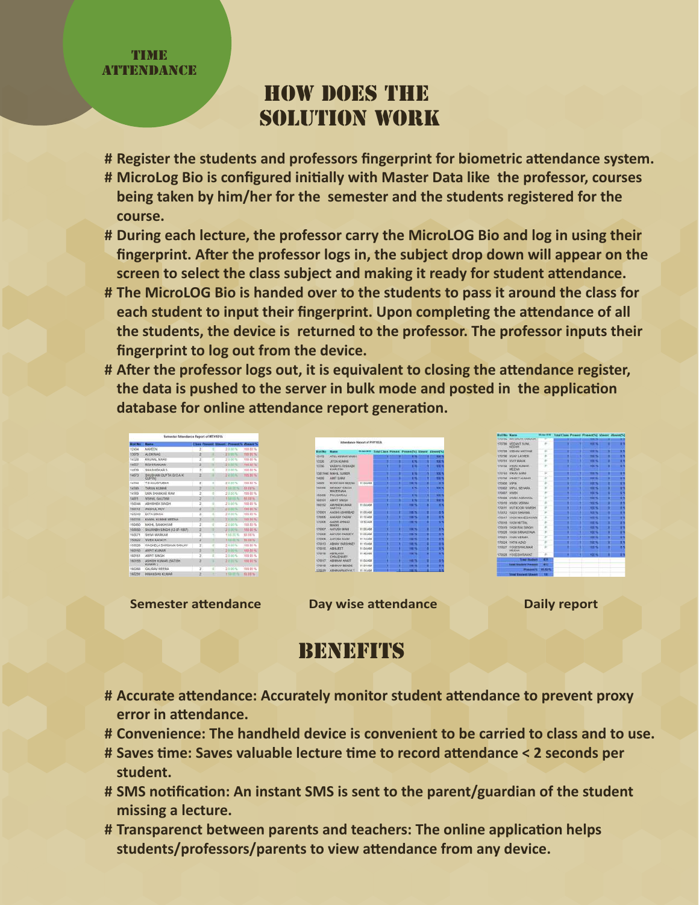TIME ATTENDANCE

# HOW DOES THE SOLUTION WORK

# Register the students and professors fingerprint for biometric attendance system.

# MicroLog Bio is configured initially with Master Data like the professor, courses being taken by him/her for the semester and the students registered for the course.

# During each lecture, the professor carry the MicroLOG Bio and log in using their fingerprint. After the professor logs in, the subject drop down will appear on the screen to select the class subject and making it ready for student attendance.

# The MicroLOG Bio is handed over to the students to pass it around the class for each student to input their fingerprint. Upon completing the attendance of all the students, the device is returned to the professor. The professor inputs their fingerprint to log out from the device.

# After the professor logs out, it is equivalent to closing the attendance register, the data is pushed to the server in bulk mode and posted in the application database for online attendance report generation.

Semester attendance

Day wise attendance

Daily report

# BENEFITS

# Accurate attendance: Accurately monitor student attendance to prevent proxy error in attendance.

# Convenience: The handheld device is convenient to be carried to class and to use.

# Saves time: Saves valuable lecture time to record attendance < 2 seconds per student.

# SMS notification: An instant SMS is sent to the parent/guardian of the student missing a lecture.

# Transparenct between parents and teachers: The online application helps students/professors/parents to view attendance from any device.